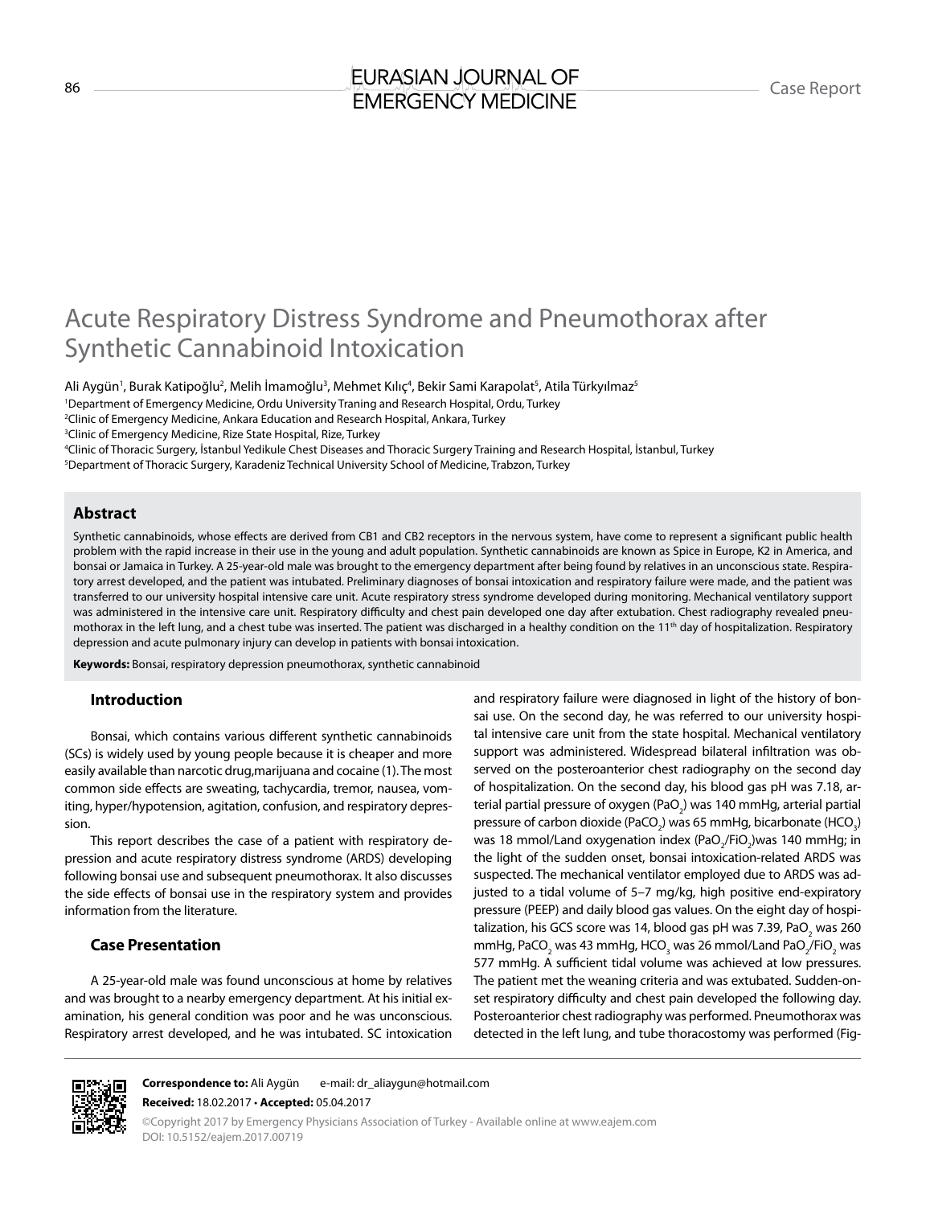# Acute Respiratory Distress Syndrome and Pneumothorax after Synthetic Cannabinoid Intoxication

Ali Aygün[1], Burak Katipoğlu[2], Melih İmamoğlu[3], Mehmet Kılıç[4], Bekir Sami Karapolat[5], Atila Türkyılmaz[5]

[1]Department of Emergency Medicine, Ordu University Traning and Research Hospital, Ordu, Turkey
[2]Clinic of Emergency Medicine, Ankara Education and Research Hospital, Ankara, Turkey
[3]Clinic of Emergency Medicine, Rize State Hospital, Rize, Turkey
[4]Clinic of Thoracic Surgery, İstanbul Yedikule Chest Diseases and Thoracic Surgery Training and Research Hospital, İstanbul, Turkey
[5]Department of Thoracic Surgery, Karadeniz Technical University School of Medicine, Trabzon, Turkey

## Abstract

Synthetic cannabinoids, whose effects are derived from CB1 and CB2 receptors in the nervous system, have come to represent a significant public health problem with the rapid increase in their use in the young and adult population. Synthetic cannabinoids are known as Spice in Europe, K2 in America, and bonsai or Jamaica in Turkey. A 25-year-old male was brought to the emergency department after being found by relatives in an unconscious state. Respiratory arrest developed, and the patient was intubated. Preliminary diagnoses of bonsai intoxication and respiratory failure were made, and the patient was transferred to our university hospital intensive care unit. Acute respiratory stress syndrome developed during monitoring. Mechanical ventilatory support was administered in the intensive care unit. Respiratory difficulty and chest pain developed one day after extubation. Chest radiography revealed pneumothorax in the left lung, and a chest tube was inserted. The patient was discharged in a healthy condition on the 11th day of hospitalization. Respiratory depression and acute pulmonary injury can develop in patients with bonsai intoxication.

**Keywords:** Bonsai, respiratory depression pneumothorax, synthetic cannabinoid

## Introduction

Bonsai, which contains various different synthetic cannabinoids (SCs) is widely used by young people because it is cheaper and more easily available than narcotic drug,marijuana and cocaine (1). The most common side effects are sweating, tachycardia, tremor, nausea, vomiting, hyper/hypotension, agitation, confusion, and respiratory depression.

This report describes the case of a patient with respiratory depression and acute respiratory distress syndrome (ARDS) developing following bonsai use and subsequent pneumothorax. It also discusses the side effects of bonsai use in the respiratory system and provides information from the literature.

## Case Presentation

A 25-year-old male was found unconscious at home by relatives and was brought to a nearby emergency department. At his initial examination, his general condition was poor and he was unconscious. Respiratory arrest developed, and he was intubated. SC intoxication and respiratory failure were diagnosed in light of the history of bonsai use. On the second day, he was referred to our university hospital intensive care unit from the state hospital. Mechanical ventilatory support was administered. Widespread bilateral infiltration was observed on the posteroanterior chest radiography on the second day of hospitalization. On the second day, his blood gas pH was 7.18, arterial partial pressure of oxygen ($PaO_2$) was 140 mmHg, arterial partial pressure of carbon dioxide ($PaCO_2$) was 65 mmHg, bicarbonate ($HCO_3$) was 18 mmol/Land oxygenation index ($PaO_2/FiO_2$)was 140 mmHg; in the light of the sudden onset, bonsai intoxication-related ARDS was suspected. The mechanical ventilator employed due to ARDS was adjusted to a tidal volume of 5–7 mg/kg, high positive end-expiratory pressure (PEEP) and daily blood gas values. On the eight day of hospitalization, his GCS score was 14, blood gas pH was 7.39, $PaO_2$ was 260 mmHg, $PaCO_2$ was 43 mmHg, $HCO_3$ was 26 mmol/Land $PaO_2/FiO_2$ was 577 mmHg. A sufficient tidal volume was achieved at low pressures. The patient met the weaning criteria and was extubated. Sudden-onset respiratory difficulty and chest pain developed the following day. Posteroanterior chest radiography was performed. Pneumothorax was detected in the left lung, and tube thoracostomy was performed (Fig-

**Correspondence to:** Ali Aygün e-mail: dr_aliaygun@hotmail.com

**Received:** 18.02.2017 • **Accepted:** 05.04.2017

©Copyright 2017 by Emergency Physicians Association of Turkey - Available online at www.eajem.com
DOI: 10.5152/eajem.2017.00719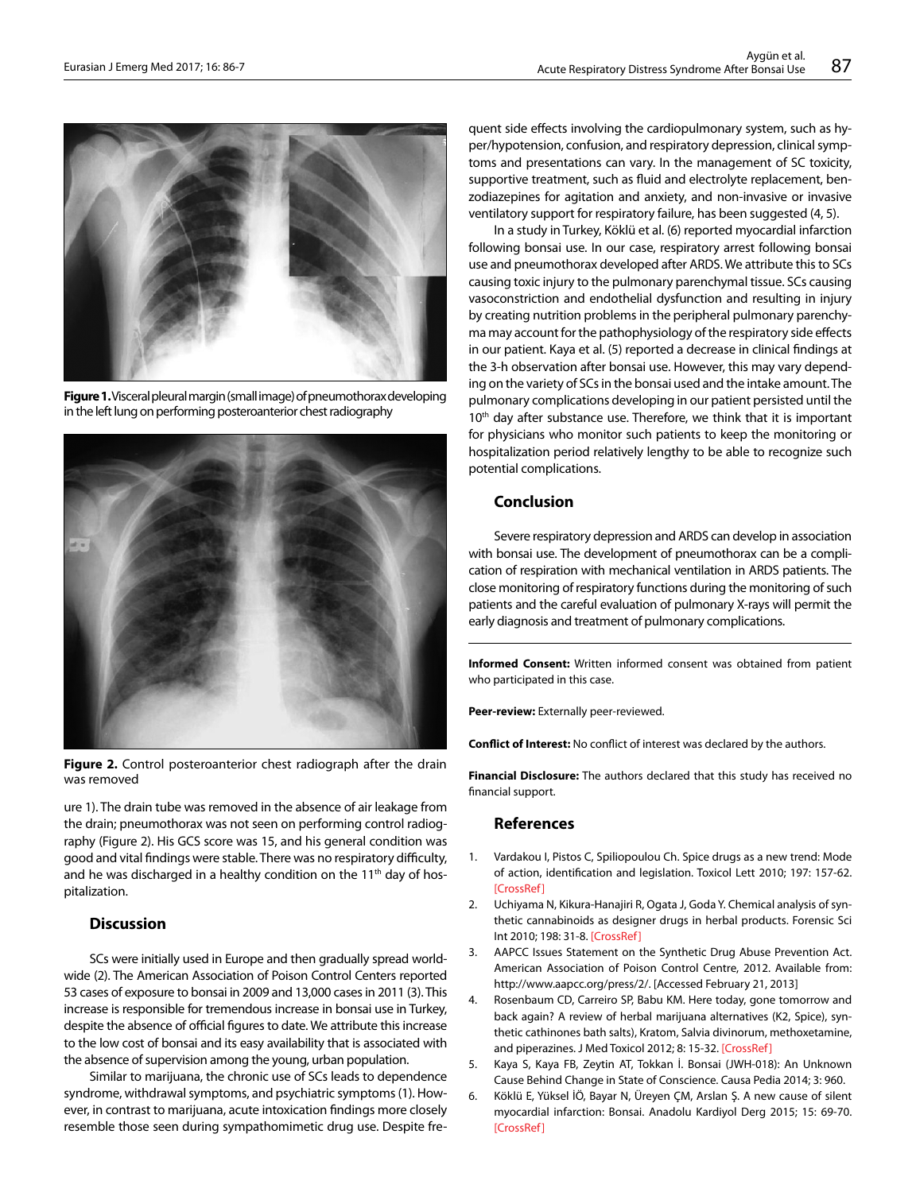**Figure 1.** Visceral pleural margin (small image) of pneumothorax developing in the left lung on performing posteroanterior chest radiography

**Figure 2.** Control posteroanterior chest radiograph after the drain was removed

ure 1). The drain tube was removed in the absence of air leakage from the drain; pneumothorax was not seen on performing control radiography (Figure 2). His GCS score was 15, and his general condition was good and vital findings were stable. There was no respiratory difficulty, and he was discharged in a healthy condition on the 11th day of hospitalization.

## Discussion

SCs were initially used in Europe and then gradually spread worldwide (2). The American Association of Poison Control Centers reported 53 cases of exposure to bonsai in 2009 and 13,000 cases in 2011 (3). This increase is responsible for tremendous increase in bonsai use in Turkey, despite the absence of official figures to date. We attribute this increase to the low cost of bonsai and its easy availability that is associated with the absence of supervision among the young, urban population.

Similar to marijuana, the chronic use of SCs leads to dependence syndrome, withdrawal symptoms, and psychiatric symptoms (1). However, in contrast to marijuana, acute intoxication findings more closely resemble those seen during sympathomimetic drug use. Despite frequent side effects involving the cardiopulmonary system, such as hyper/hypotension, confusion, and respiratory depression, clinical symptoms and presentations can vary. In the management of SC toxicity, supportive treatment, such as fluid and electrolyte replacement, benzodiazepines for agitation and anxiety, and non-invasive or invasive ventilatory support for respiratory failure, has been suggested (4, 5).

In a study in Turkey, Köklü et al. (6) reported myocardial infarction following bonsai use. In our case, respiratory arrest following bonsai use and pneumothorax developed after ARDS. We attribute this to SCs causing toxic injury to the pulmonary parenchymal tissue. SCs causing vasoconstriction and endothelial dysfunction and resulting in injury by creating nutrition problems in the peripheral pulmonary parenchyma may account for the pathophysiology of the respiratory side effects in our patient. Kaya et al. (5) reported a decrease in clinical findings at the 3-h observation after bonsai use. However, this may vary depending on the variety of SCs in the bonsai used and the intake amount. The pulmonary complications developing in our patient persisted until the 10th day after substance use. Therefore, we think that it is important for physicians who monitor such patients to keep the monitoring or hospitalization period relatively lengthy to be able to recognize such potential complications.

## Conclusion

Severe respiratory depression and ARDS can develop in association with bonsai use. The development of pneumothorax can be a complication of respiration with mechanical ventilation in ARDS patients. The close monitoring of respiratory functions during the monitoring of such patients and the careful evaluation of pulmonary X-rays will permit the early diagnosis and treatment of pulmonary complications.

**Informed Consent:** Written informed consent was obtained from patient who participated in this case.

**Peer-review:** Externally peer-reviewed.

**Conflict of Interest:** No conflict of interest was declared by the authors.

**Financial Disclosure:** The authors declared that this study has received no financial support.

## References

1. Vardakou I, Pistos C, Spiliopoulou Ch. Spice drugs as a new trend: Mode of action, identification and legislation. Toxicol Lett 2010; 197: 157-62. [CrossRef]
2. Uchiyama N, Kikura-Hanajiri R, Ogata J, Goda Y. Chemical analysis of synthetic cannabinoids as designer drugs in herbal products. Forensic Sci Int 2010; 198: 31-8. [CrossRef]
3. AAPCC Issues Statement on the Synthetic Drug Abuse Prevention Act. American Association of Poison Control Centre, 2012. Available from: http://www.aapcc.org/press/2/. [Accessed February 21, 2013]
4. Rosenbaum CD, Carreiro SP, Babu KM. Here today, gone tomorrow and back again? A review of herbal marijuana alternatives (K2, Spice), synthetic cathinones bath salts), Kratom, Salvia divinorum, methoxetamine, and piperazines. J Med Toxicol 2012; 8: 15-32. [CrossRef]
5. Kaya S, Kaya FB, Zeytin AT, Tokkan İ. Bonsai (JWH-018): An Unknown Cause Behind Change in State of Conscience. Causa Pedia 2014; 3: 960.
6. Köklü E, Yüksel İÖ, Bayar N, Üreyen ÇM, Arslan Ş. A new cause of silent myocardial infarction: Bonsai. Anadolu Kardiyol Derg 2015; 15: 69-70. [CrossRef]